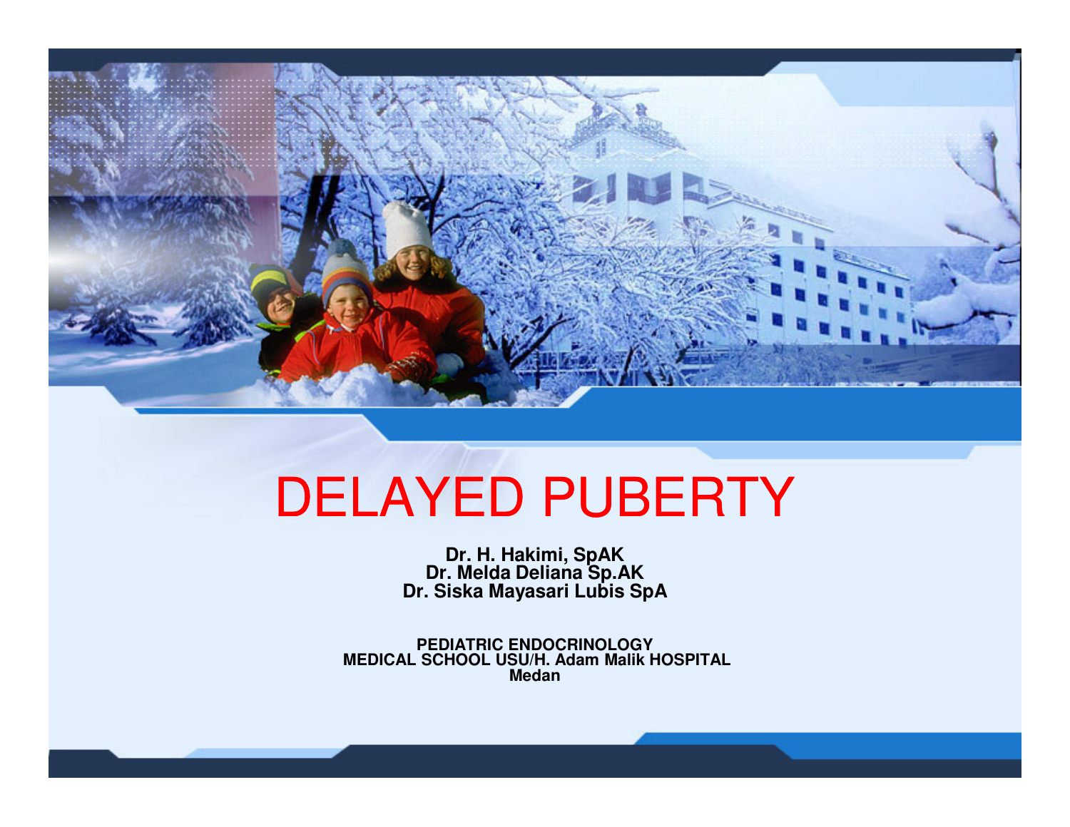# DELAYED PUBERTY

**Dr. H. Hakimi, SpAK**
**Dr. Melda Deliana Sp.AK**
**Dr. Siska Mayasari Lubis SpA**

**PEDIATRIC ENDOCRINOLOGY**
**MEDICAL SCHOOL USU/H. Adam Malik HOSPITAL**
**Medan**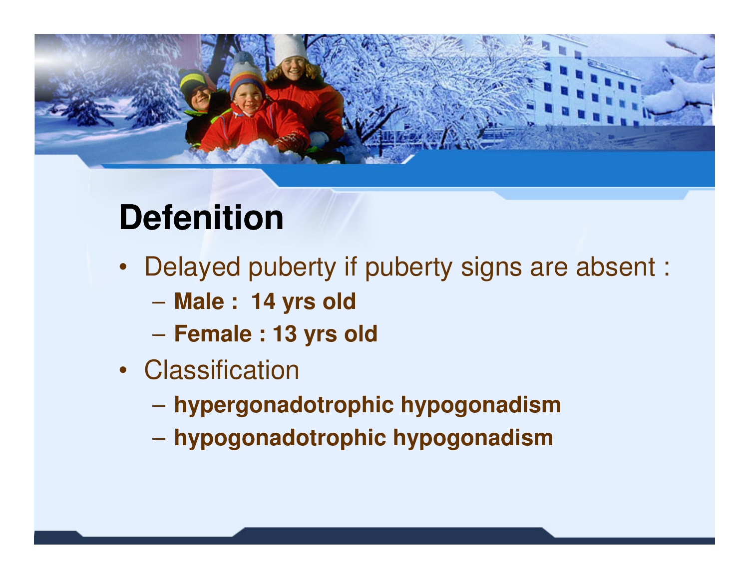## Defenition

- Delayed puberty if puberty signs are absent :
  - **Male :  14 yrs old**
  - **Female : 13 yrs old**
- Classification
  - **hypergonadotrophic hypogonadism**
  - **hypogonadotrophic hypogonadism**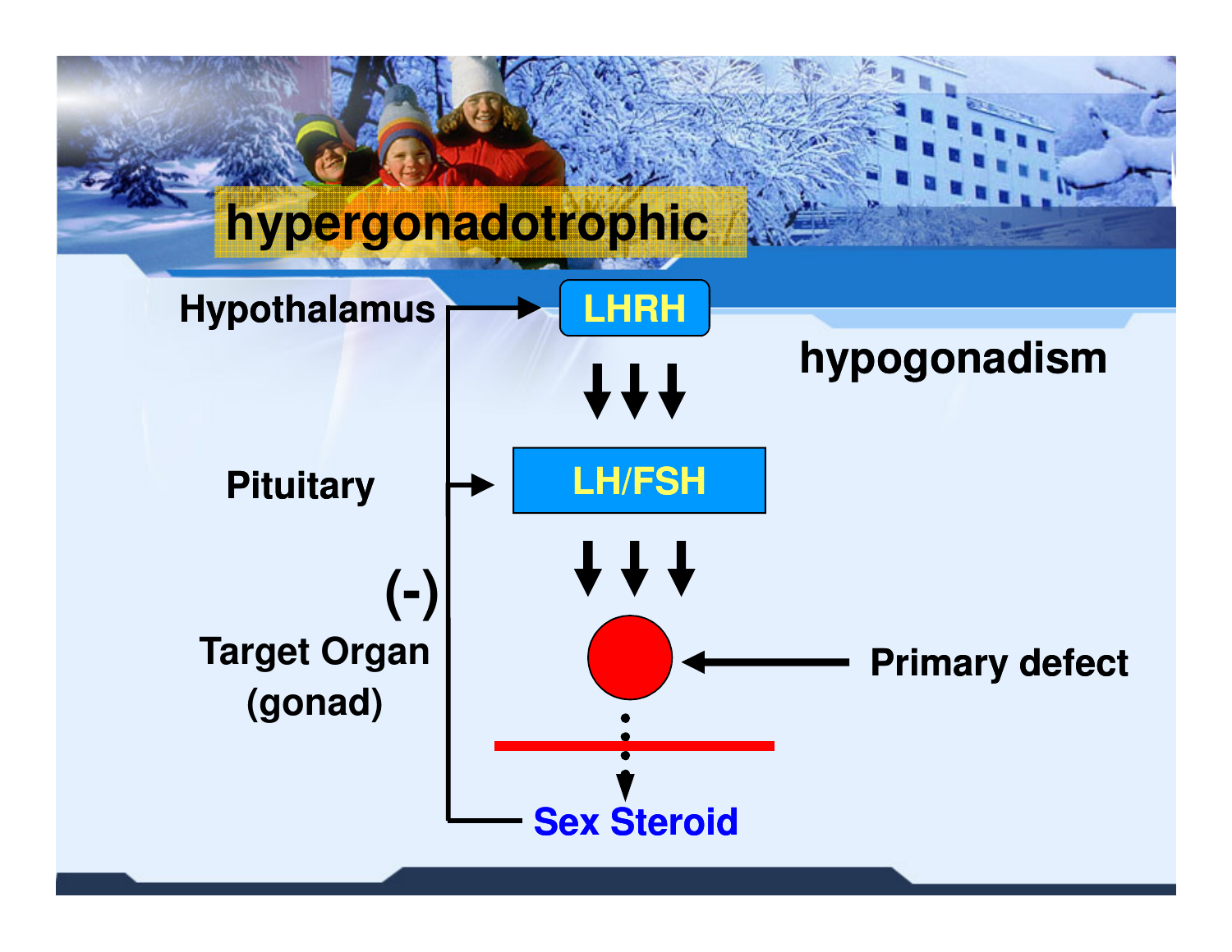# hypergonadotrophic hypogonadism

Hypothalamus → LHRH

Pituitary → LH/FSH

(-)

Target Organ (gonad) ← Primary defect

Sex Steroid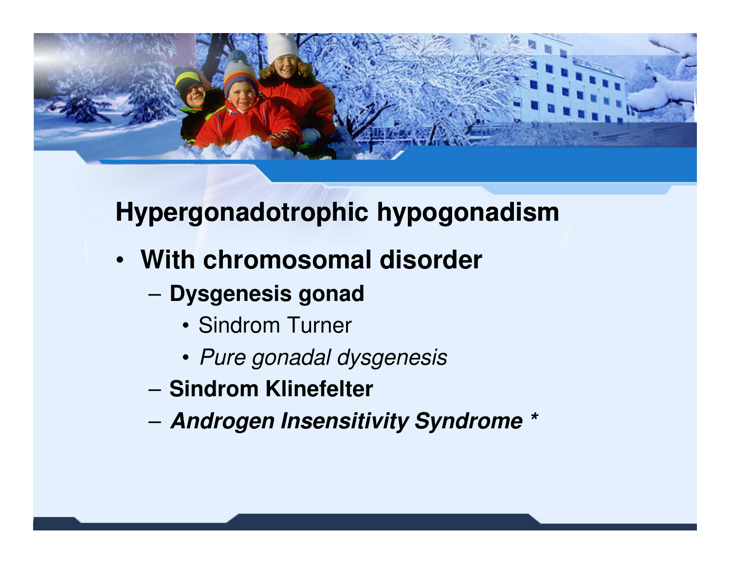## Hypergonadotrophic hypogonadism

- **With chromosomal disorder**
  - **Dysgenesis gonad**
    - Sindrom Turner
    - *Pure gonadal dysgenesis*
  - **Sindrom Klinefelter**
  - ***Androgen Insensitivity Syndrome* \***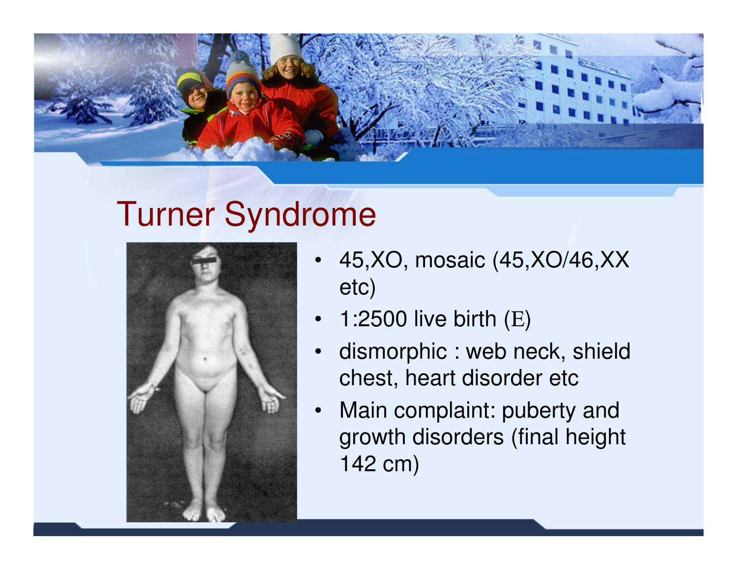# Turner Syndrome

- 45,XO, mosaic (45,XO/46,XX etc)
- 1:2500 live birth (E)
- dismorphic : web neck, shield chest, heart disorder etc
- Main complaint: puberty and growth disorders (final height 142 cm)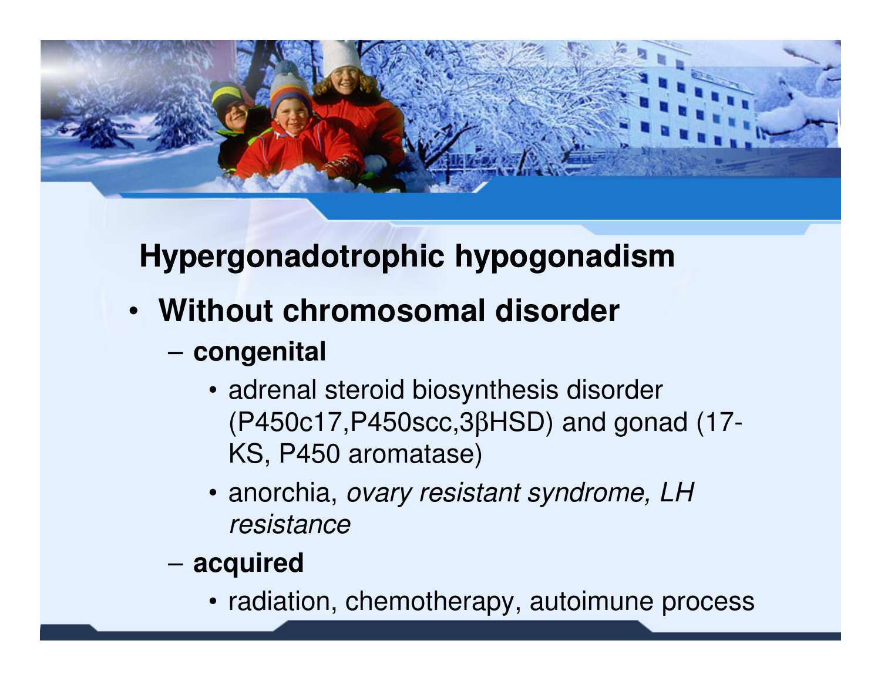## Hypergonadotrophic hypogonadism

- **Without chromosomal disorder**
  - **congenital**
    - adrenal steroid biosynthesis disorder (P450c17,P450scc,3βHSD) and gonad (17-KS, P450 aromatase)
    - anorchia, *ovary resistant syndrome, LH resistance*
  - **acquired**
    - radiation, chemotherapy, autoimune process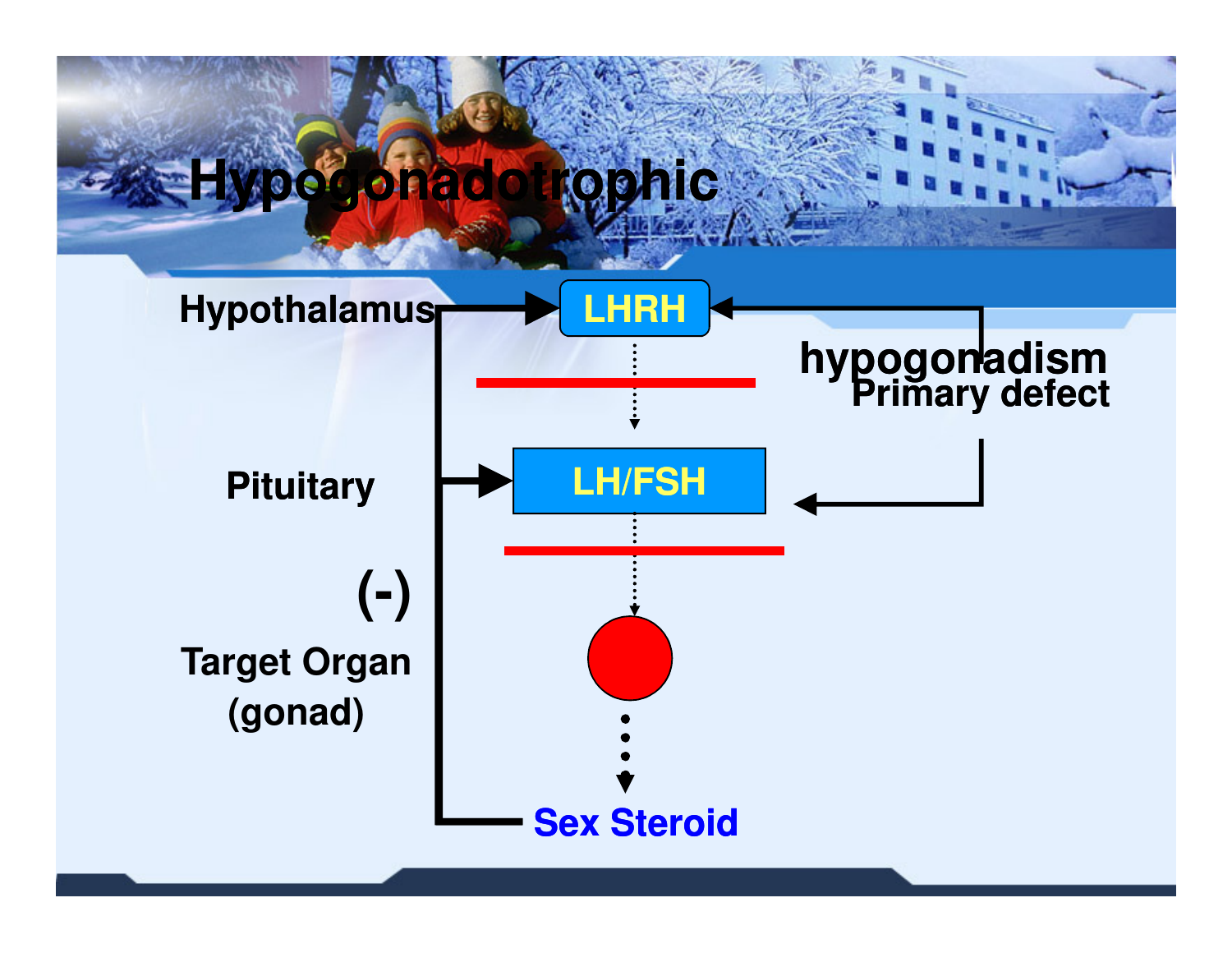# Hypogonadotrophic

Hypothalamus — LHRH

hypogonadism
Primary defect

Pituitary — LH/FSH

(-)

Target Organ
(gonad)

Sex Steroid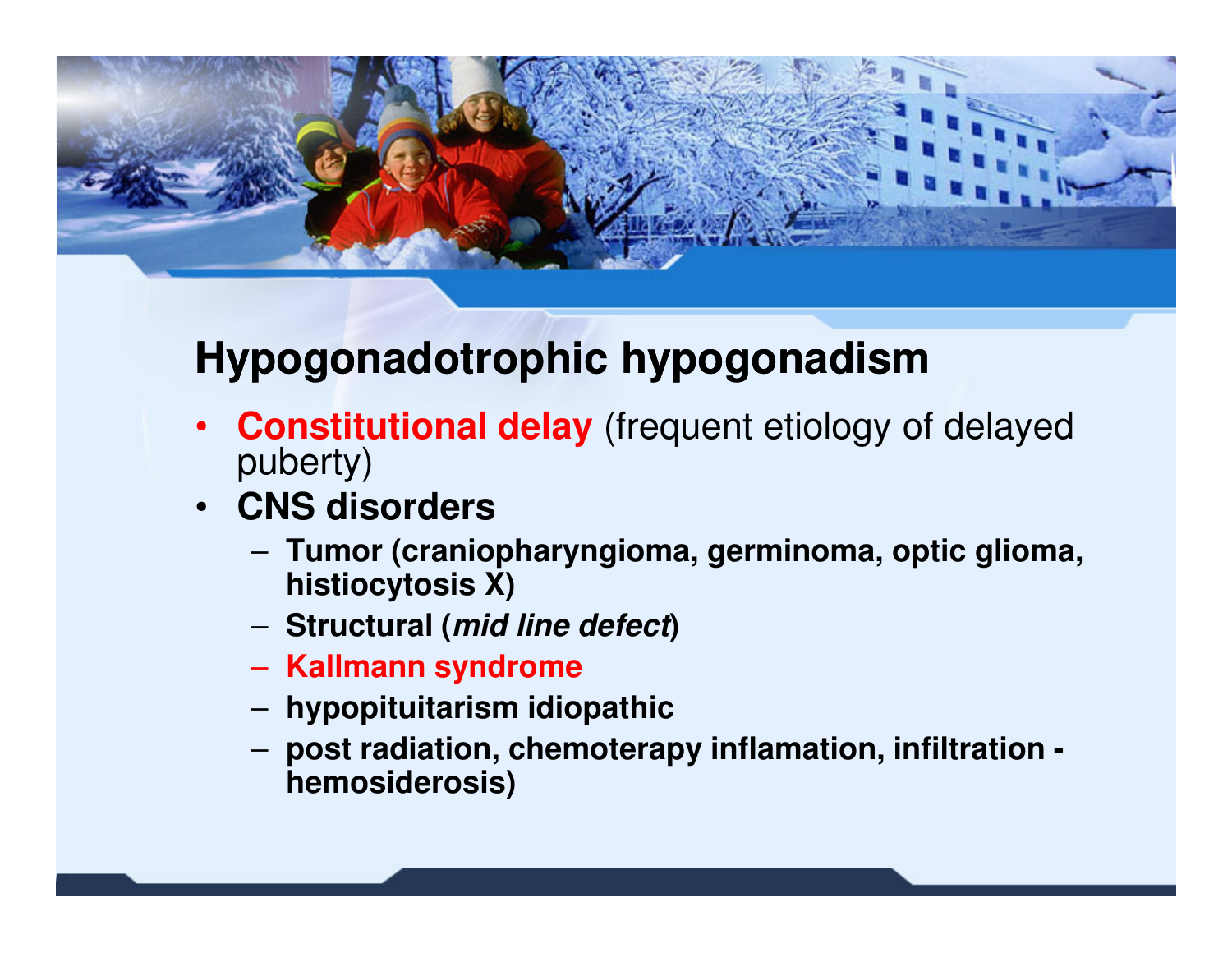## Hypogonadotrophic hypogonadism

- **Constitutional delay** (frequent etiology of delayed puberty)
- **CNS disorders**
  - **Tumor (craniopharyngioma, germinoma, optic glioma, histiocytosis X)**
  - **Structural (*mid line defect*)**
  - **Kallmann syndrome**
  - **hypopituitarism idiopathic**
  - **post radiation, chemoterapy inflamation, infiltration - hemosiderosis)**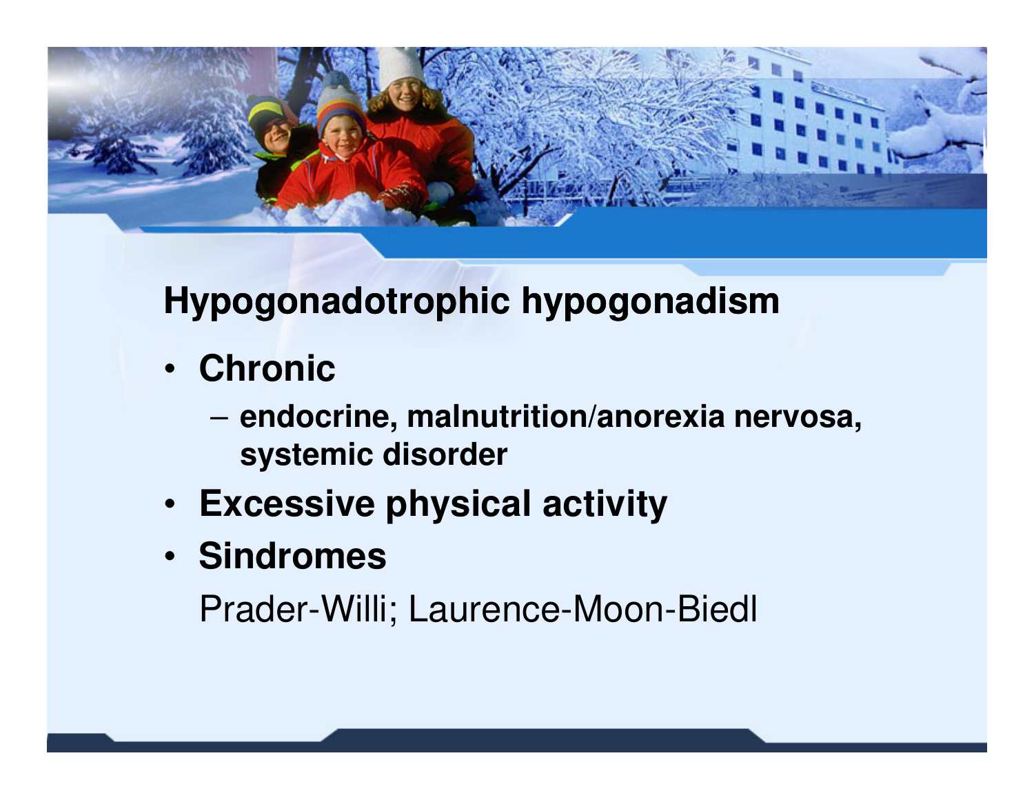## Hypogonadotrophic hypogonadism

- **Chronic**
  - **endocrine, malnutrition/anorexia nervosa, systemic disorder**
- **Excessive physical activity**
- **Sindromes**

  Prader-Willi; Laurence-Moon-Biedl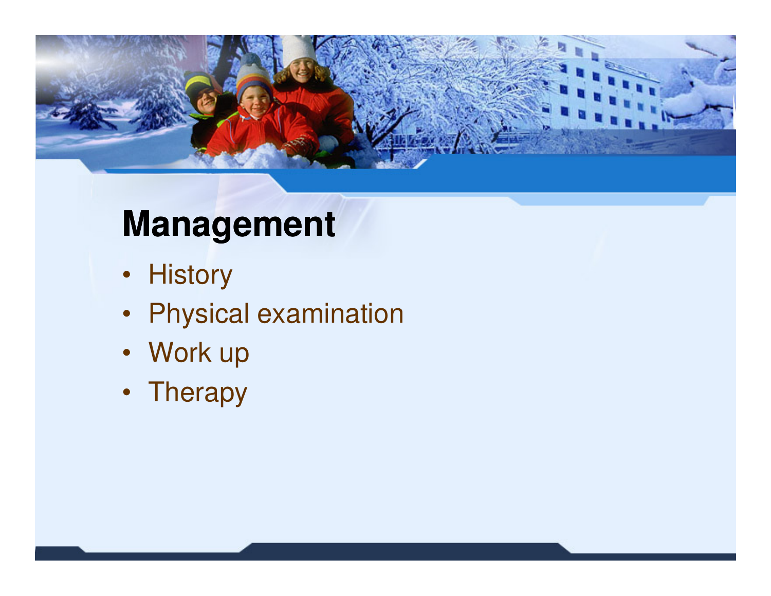# Management

- History
- Physical examination
- Work up
- Therapy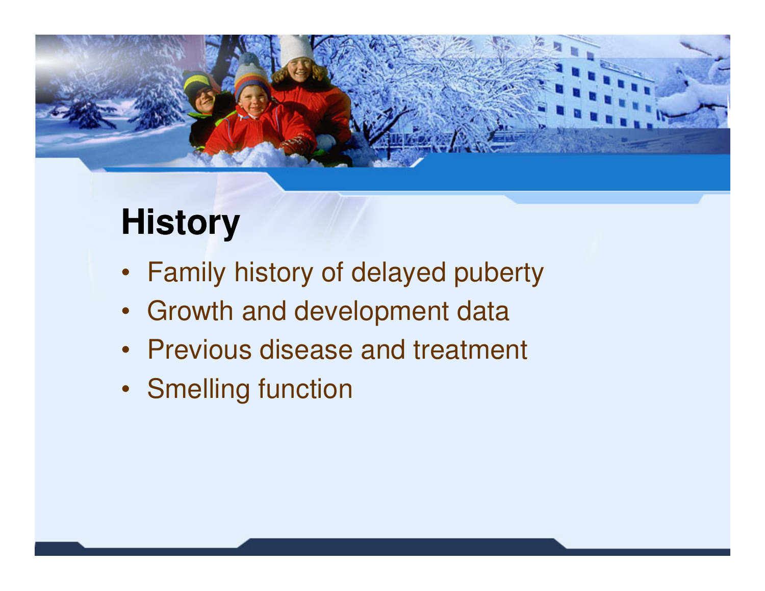# History

- Family history of delayed puberty
- Growth and development data
- Previous disease and treatment
- Smelling function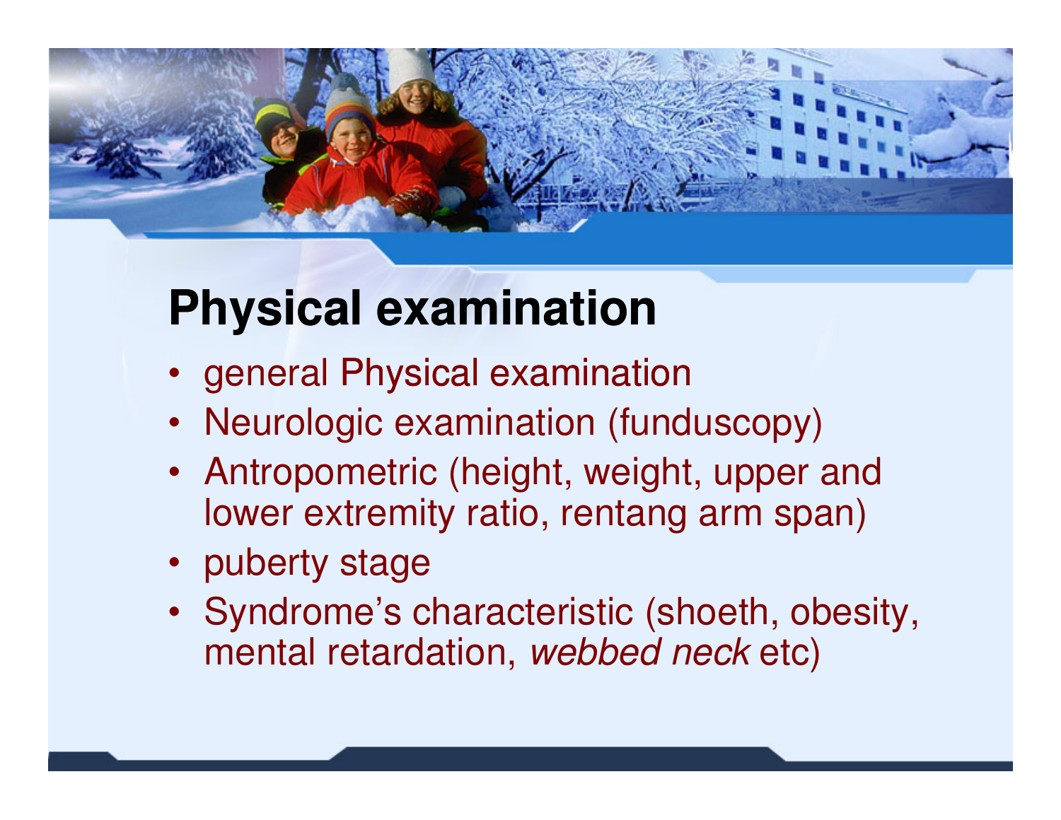# Physical examination

- general Physical examination
- Neurologic examination (funduscopy)
- Antropometric (height, weight, upper and lower extremity ratio, rentang arm span)
- puberty stage
- Syndrome's characteristic (shoeth, obesity, mental retardation, *webbed neck* etc)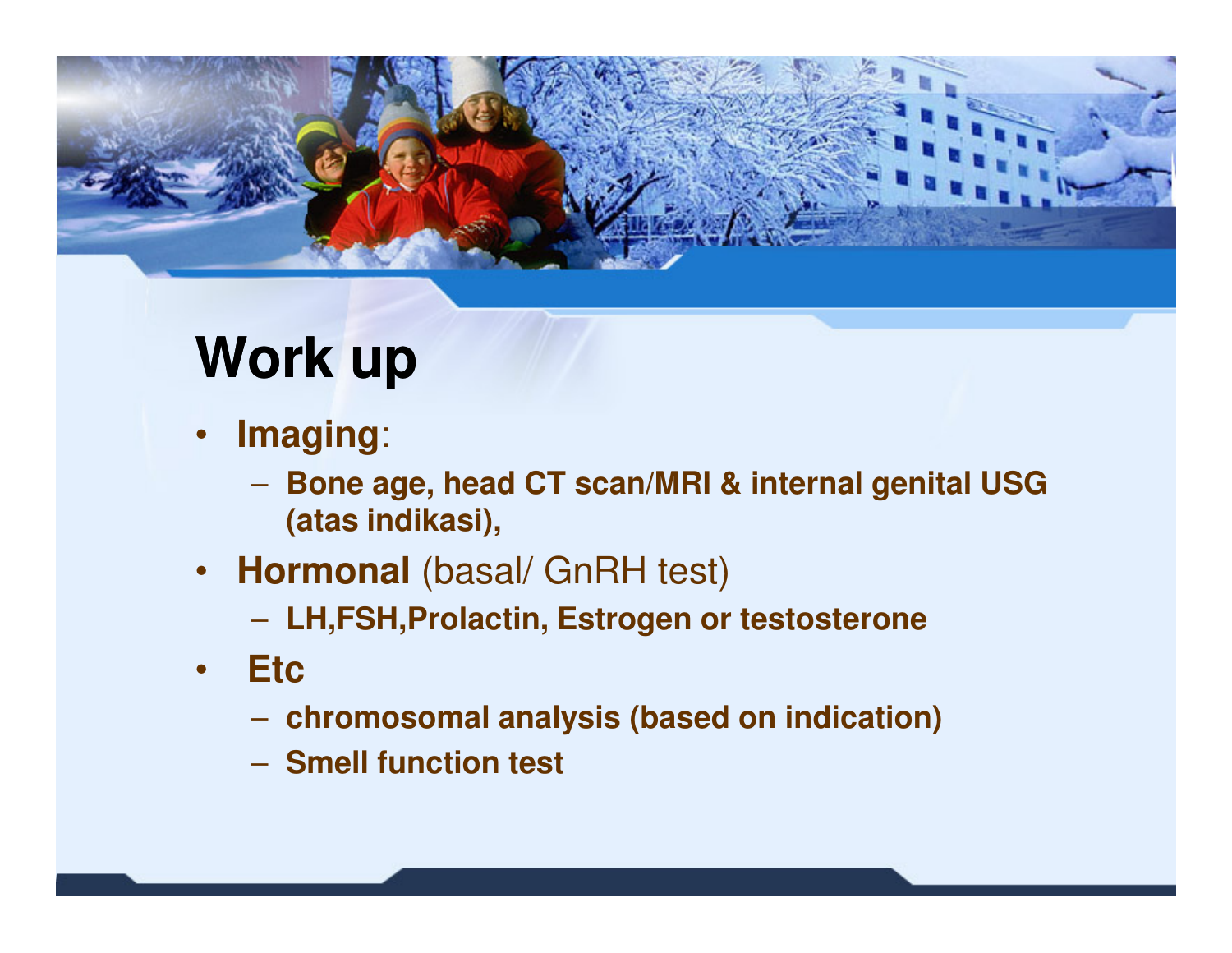# Work up

- **Imaging**:
  - **Bone age, head CT scan/MRI & internal genital USG (atas indikasi),**
- **Hormonal** (basal/ GnRH test)
  - **LH,FSH,Prolactin, Estrogen or testosterone**
- **Etc**
  - **chromosomal analysis (based on indication)**
  - **Smell function test**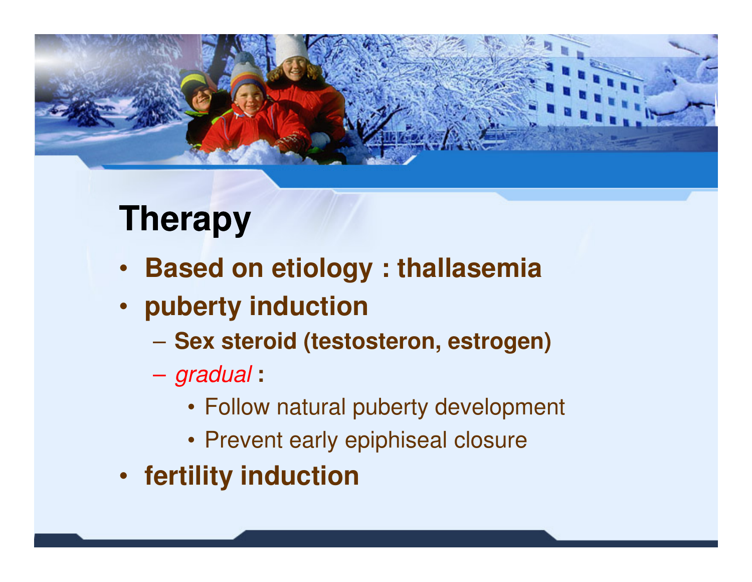# Therapy

- **Based on etiology : thallasemia**
- **puberty induction**
  - **Sex steroid (testosteron, estrogen)**
  - *gradual* **:**
    - Follow natural puberty development
    - Prevent early epiphiseal closure
- **fertility induction**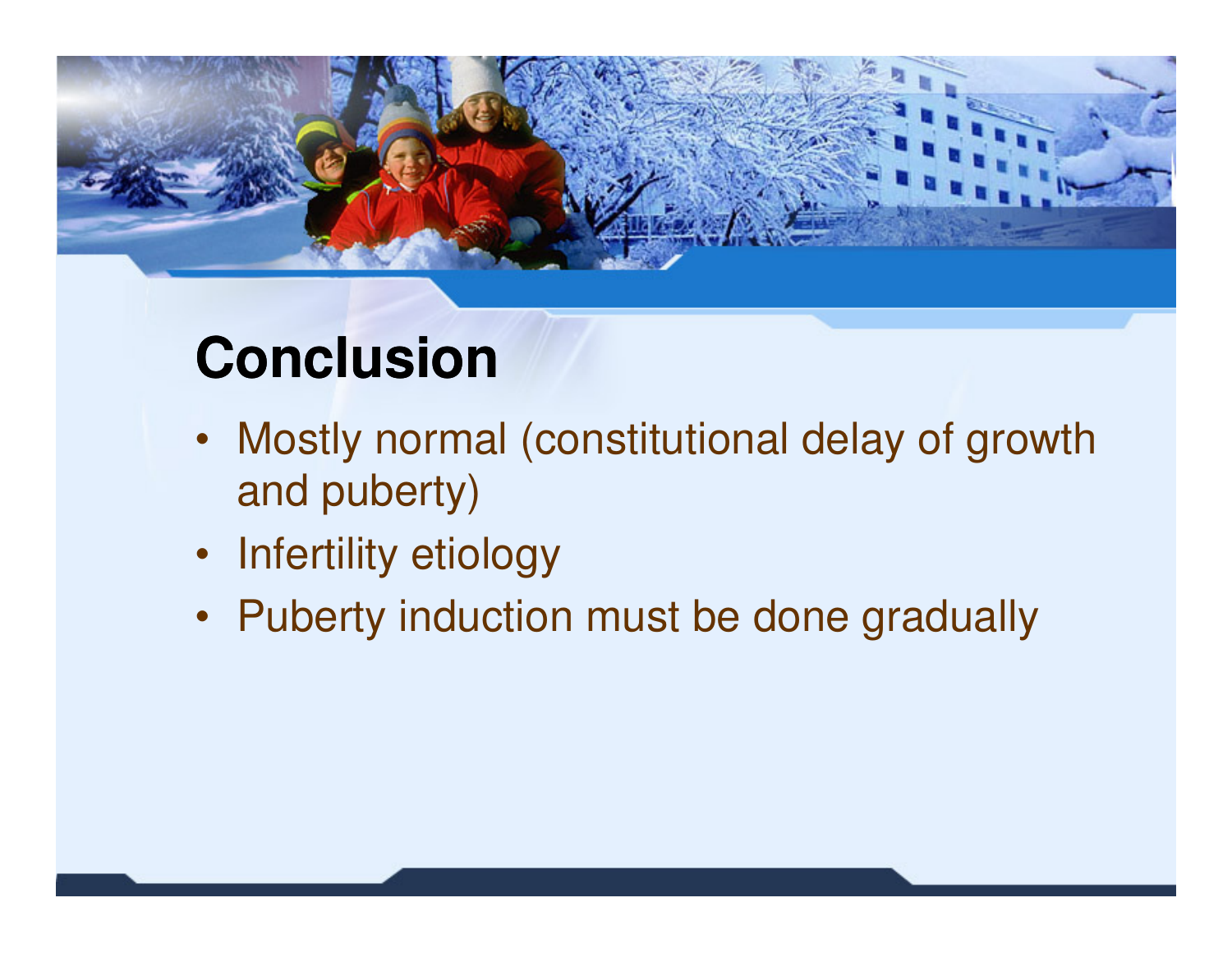## Conclusion

- Mostly normal (constitutional delay of growth and puberty)
- Infertility etiology
- Puberty induction must be done gradually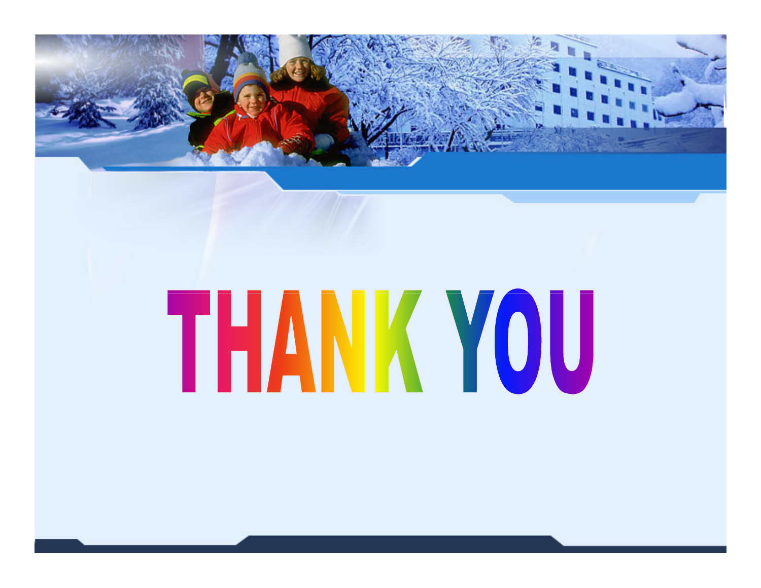# THANK YOU